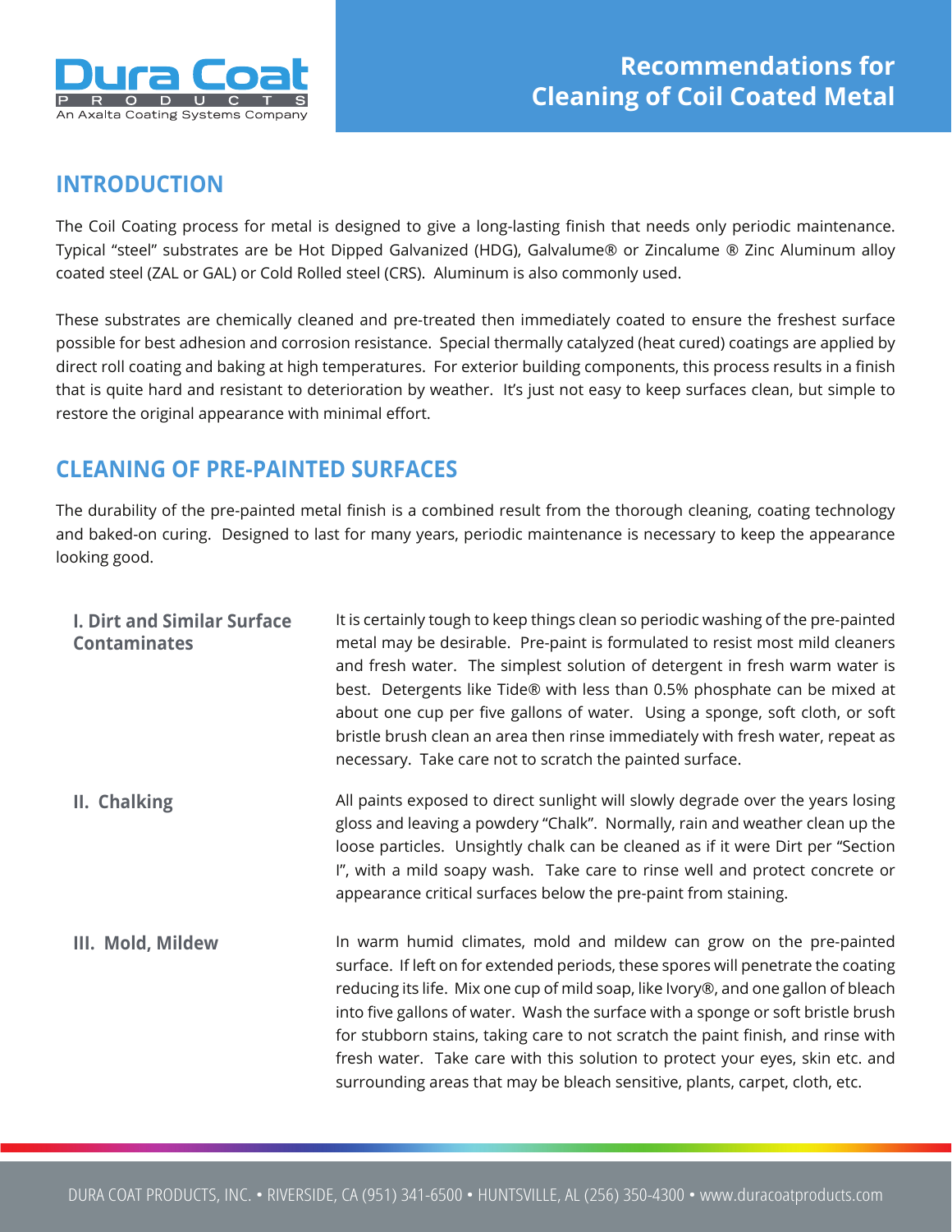# Recommendations for Cleaning of Coil Coated Metal

## INTRODUCTION

The Coil Coating process for metal is designed to give a long-lasting finish that needs only periodic maintenance. Typical "steel" substrates are be Hot Dipped Galvanized (HDG), Galvalume® or Zincalume ® Zinc Aluminum alloy coated steel (ZAL or GAL) or Cold Rolled steel (CRS). Aluminum is also commonly used.

These substrates are chemically cleaned and pre-treated then immediately coated to ensure the freshest surface possible for best adhesion and corrosion resistance. Special thermally catalyzed (heat cured) coatings are applied by direct roll coating and baking at high temperatures. For exterior building components, this process results in a finish that is quite hard and resistant to deterioration by weather. It's just not easy to keep surfaces clean, but simple to restore the original appearance with minimal effort.

## CLEANING OF PRE-PAINTED SURFACES

The durability of the pre-painted metal finish is a combined result from the thorough cleaning, coating technology and baked-on curing. Designed to last for many years, periodic maintenance is necessary to keep the appearance looking good.

### I. Dirt and Similar Surface Contaminates

It is certainly tough to keep things clean so periodic washing of the pre-painted metal may be desirable. Pre-paint is formulated to resist most mild cleaners and fresh water. The simplest solution of detergent in fresh warm water is best. Detergents like Tide® with less than 0.5% phosphate can be mixed at about one cup per five gallons of water. Using a sponge, soft cloth, or soft bristle brush clean an area then rinse immediately with fresh water, repeat as necessary. Take care not to scratch the painted surface.

### II. Chalking

All paints exposed to direct sunlight will slowly degrade over the years losing gloss and leaving a powdery "Chalk". Normally, rain and weather clean up the loose particles. Unsightly chalk can be cleaned as if it were Dirt per "Section I", with a mild soapy wash. Take care to rinse well and protect concrete or appearance critical surfaces below the pre-paint from staining.

### III. Mold, Mildew

In warm humid climates, mold and mildew can grow on the pre-painted surface. If left on for extended periods, these spores will penetrate the coating reducing its life. Mix one cup of mild soap, like Ivory®, and one gallon of bleach into five gallons of water. Wash the surface with a sponge or soft bristle brush for stubborn stains, taking care to not scratch the paint finish, and rinse with fresh water. Take care with this solution to protect your eyes, skin etc. and surrounding areas that may be bleach sensitive, plants, carpet, cloth, etc.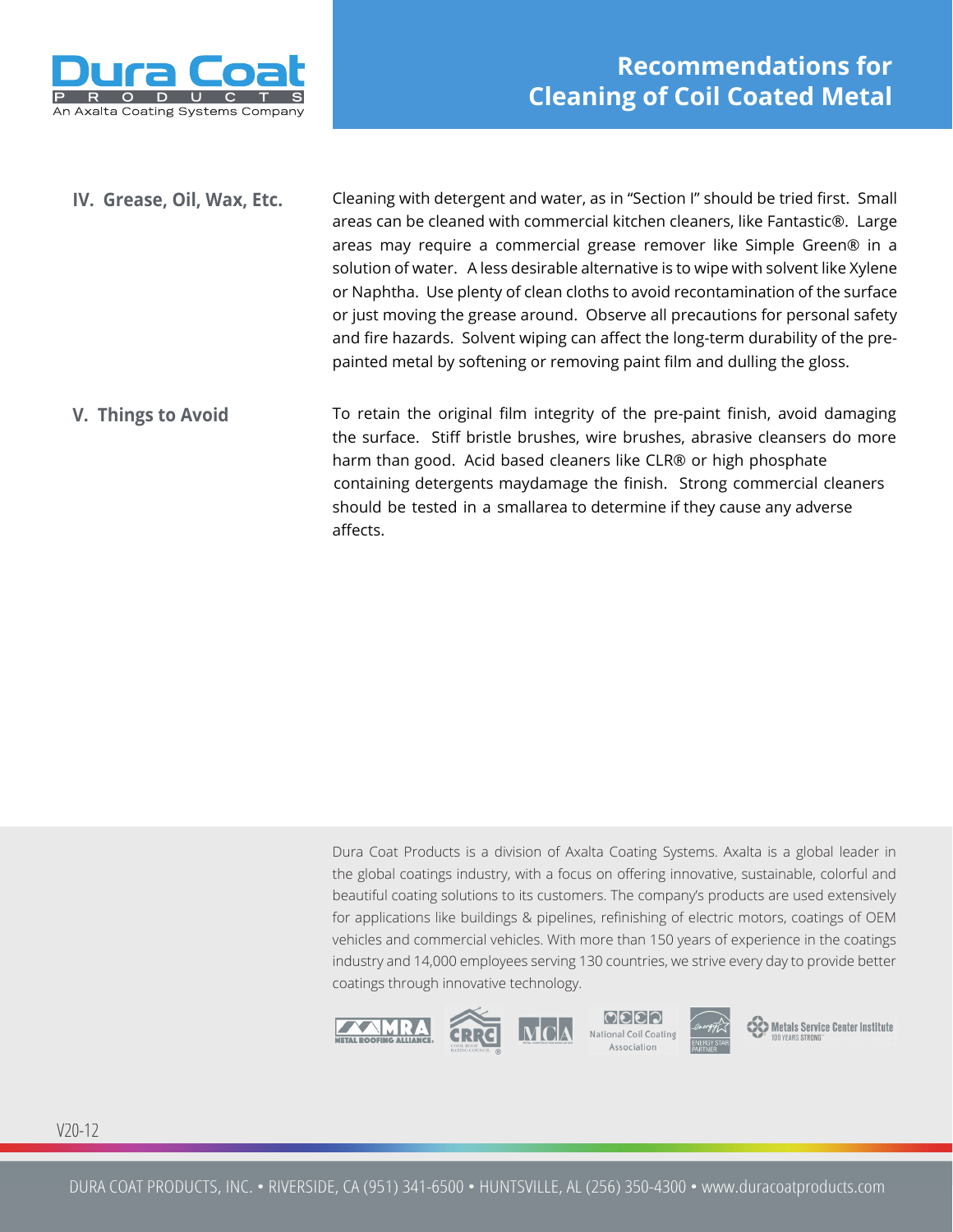# Recommendations for Cleaning of Coil Coated Metal

## IV. Grease, Oil, Wax, Etc.

Cleaning with detergent and water, as in "Section I" should be tried first. Small areas can be cleaned with commercial kitchen cleaners, like Fantastic®. Large areas may require a commercial grease remover like Simple Green® in a solution of water. A less desirable alternative is to wipe with solvent like Xylene or Naphtha. Use plenty of clean cloths to avoid recontamination of the surface or just moving the grease around. Observe all precautions for personal safety and fire hazards. Solvent wiping can affect the long-term durability of the pre-painted metal by softening or removing paint film and dulling the gloss.

## V. Things to Avoid

To retain the original film integrity of the pre-paint finish, avoid damaging the surface. Stiff bristle brushes, wire brushes, abrasive cleansers do more harm than good. Acid based cleaners like CLR® or high phosphate containing detergents maydamage the finish. Strong commercial cleaners should be tested in a smallarea to determine if they cause any adverse affects.

Dura Coat Products is a division of Axalta Coating Systems. Axalta is a global leader in the global coatings industry, with a focus on offering innovative, sustainable, colorful and beautiful coating solutions to its customers. The company's products are used extensively for applications like buildings & pipelines, refinishing of electric motors, coatings of OEM vehicles and commercial vehicles. With more than 150 years of experience in the coatings industry and 14,000 employees serving 130 countries, we strive every day to provide better coatings through innovative technology.

V20-12

DURA COAT PRODUCTS, INC. • RIVERSIDE, CA (951) 341-6500 • HUNTSVILLE, AL (256) 350-4300 • www.duracoatproducts.com